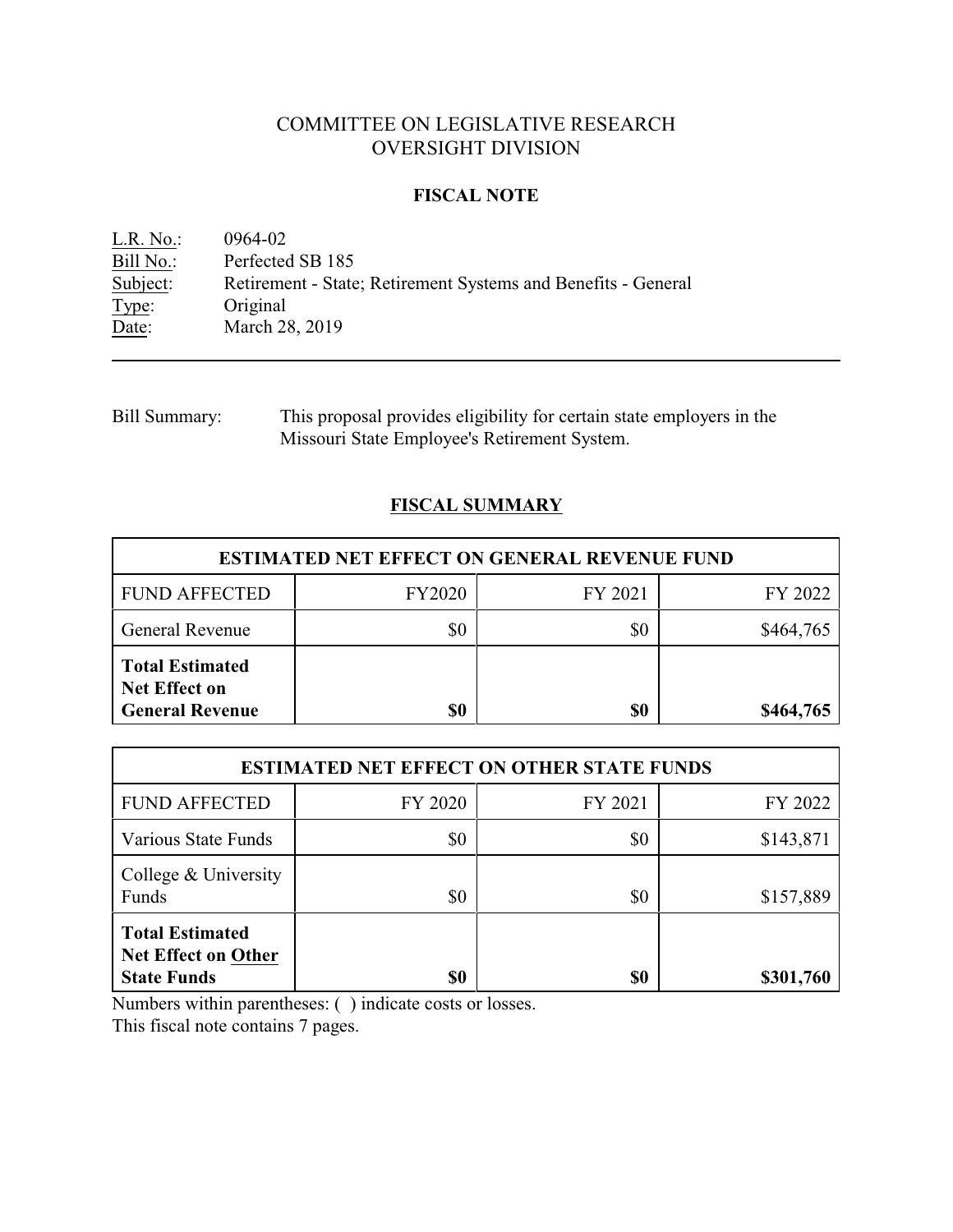# COMMITTEE ON LEGISLATIVE RESEARCH
# OVERSIGHT DIVISION

## FISCAL NOTE

L.R. No.: 0964-02
Bill No.: Perfected SB 185
Subject: Retirement - State; Retirement Systems and Benefits - General
Type: Original
Date: March 28, 2019

---

Bill Summary: This proposal provides eligibility for certain state employers in the Missouri State Employee's Retirement System.

## FISCAL SUMMARY

| ESTIMATED NET EFFECT ON GENERAL REVENUE FUND | | | |
|---|---|---|---|
| FUND AFFECTED | FY2020 | FY 2021 | FY 2022 |
| General Revenue | $0 | $0 | $464,765 |
| **Total Estimated Net Effect on General Revenue** | **$0** | **$0** | **$464,765** |

| ESTIMATED NET EFFECT ON OTHER STATE FUNDS | | | |
|---|---|---|---|
| FUND AFFECTED | FY 2020 | FY 2021 | FY 2022 |
| Various State Funds | $0 | $0 | $143,871 |
| College & University Funds | $0 | $0 | $157,889 |
| **Total Estimated Net Effect on Other State Funds** | **$0** | **$0** | **$301,760** |

Numbers within parentheses: ( ) indicate costs or losses.
This fiscal note contains 7 pages.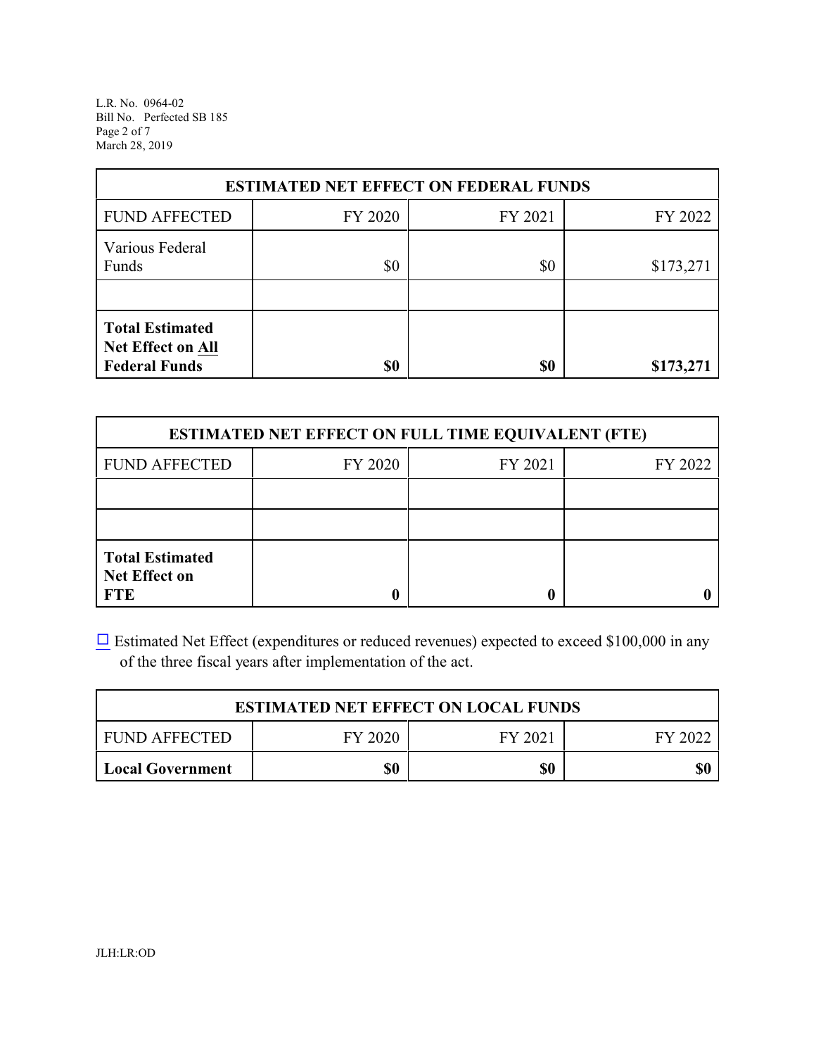| ESTIMATED NET EFFECT ON FEDERAL FUNDS | | | |
|---|---|---|---|
| FUND AFFECTED | FY 2020 | FY 2021 | FY 2022 |
| Various Federal Funds | $0 | $0 | $173,271 |
| | | | |
| **Total Estimated Net Effect on All Federal Funds** | **$0** | **$0** | **$173,271** |

| ESTIMATED NET EFFECT ON FULL TIME EQUIVALENT (FTE) | | | |
|---|---|---|---|
| FUND AFFECTED | FY 2020 | FY 2021 | FY 2022 |
| | | | |
| | | | |
| **Total Estimated Net Effect on FTE** | **0** | **0** | **0** |

☐ Estimated Net Effect (expenditures or reduced revenues) expected to exceed $100,000 in any of the three fiscal years after implementation of the act.

| ESTIMATED NET EFFECT ON LOCAL FUNDS | | | |
|---|---|---|---|
| FUND AFFECTED | FY 2020 | FY 2021 | FY 2022 |
| **Local Government** | **$0** | **$0** | **$0** |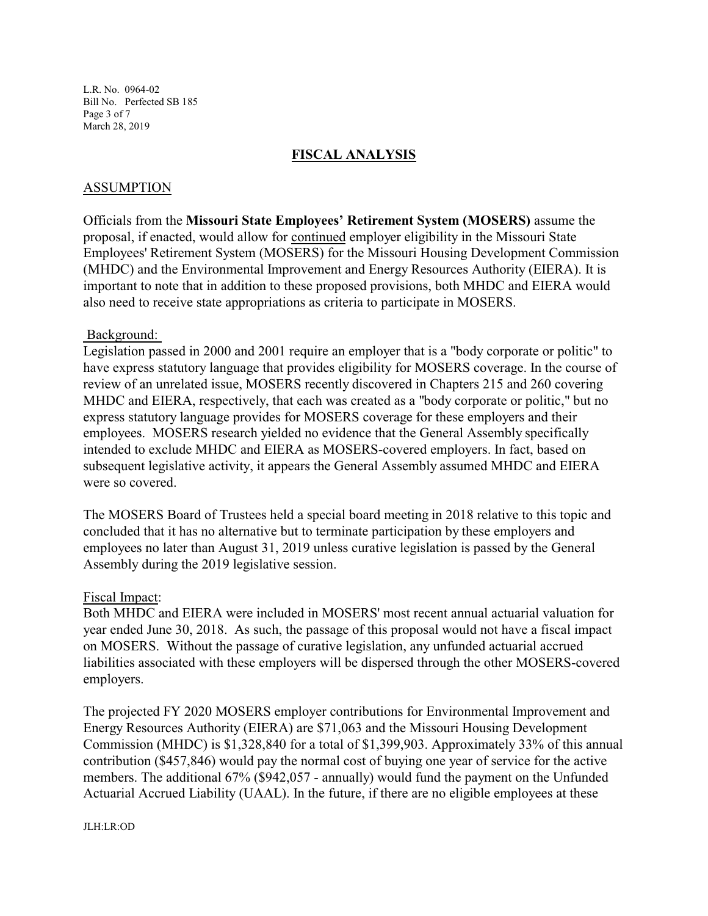## FISCAL ANALYSIS

### ASSUMPTION

Officials from the **Missouri State Employees' Retirement System (MOSERS)** assume the proposal, if enacted, would allow for continued employer eligibility in the Missouri State Employees' Retirement System (MOSERS) for the Missouri Housing Development Commission (MHDC) and the Environmental Improvement and Energy Resources Authority (EIERA). It is important to note that in addition to these proposed provisions, both MHDC and EIERA would also need to receive state appropriations as criteria to participate in MOSERS.

Background:

Legislation passed in 2000 and 2001 require an employer that is a "body corporate or politic" to have express statutory language that provides eligibility for MOSERS coverage. In the course of review of an unrelated issue, MOSERS recently discovered in Chapters 215 and 260 covering MHDC and EIERA, respectively, that each was created as a "body corporate or politic," but no express statutory language provides for MOSERS coverage for these employers and their employees. MOSERS research yielded no evidence that the General Assembly specifically intended to exclude MHDC and EIERA as MOSERS-covered employers. In fact, based on subsequent legislative activity, it appears the General Assembly assumed MHDC and EIERA were so covered.

The MOSERS Board of Trustees held a special board meeting in 2018 relative to this topic and concluded that it has no alternative but to terminate participation by these employers and employees no later than August 31, 2019 unless curative legislation is passed by the General Assembly during the 2019 legislative session.

Fiscal Impact:

Both MHDC and EIERA were included in MOSERS' most recent annual actuarial valuation for year ended June 30, 2018. As such, the passage of this proposal would not have a fiscal impact on MOSERS. Without the passage of curative legislation, any unfunded actuarial accrued liabilities associated with these employers will be dispersed through the other MOSERS-covered employers.

The projected FY 2020 MOSERS employer contributions for Environmental Improvement and Energy Resources Authority (EIERA) are $71,063 and the Missouri Housing Development Commission (MHDC) is $1,328,840 for a total of $1,399,903. Approximately 33% of this annual contribution ($457,846) would pay the normal cost of buying one year of service for the active members. The additional 67% ($942,057 - annually) would fund the payment on the Unfunded Actuarial Accrued Liability (UAAL). In the future, if there are no eligible employees at these

JLH:LR:OD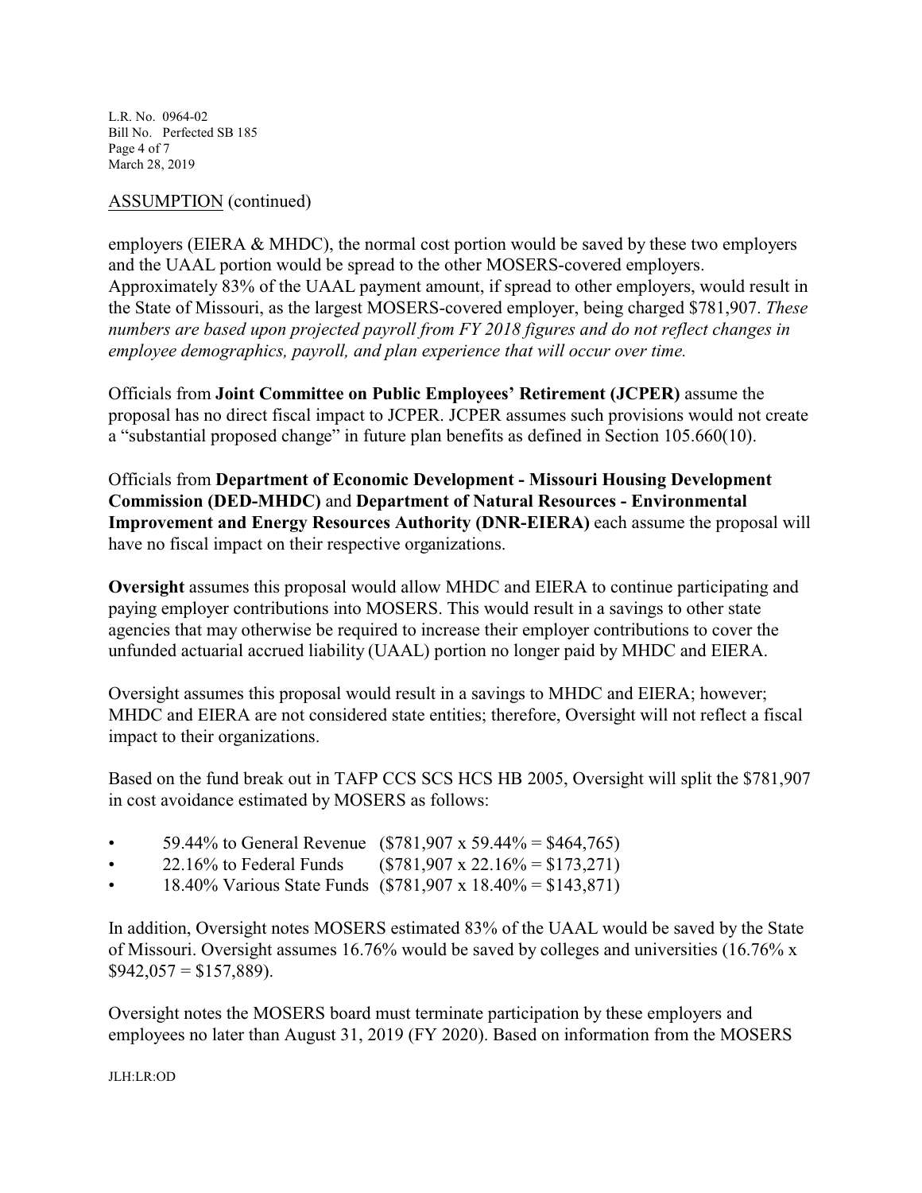ASSUMPTION (continued)

employers (EIERA & MHDC), the normal cost portion would be saved by these two employers and the UAAL portion would be spread to the other MOSERS-covered employers. Approximately 83% of the UAAL payment amount, if spread to other employers, would result in the State of Missouri, as the largest MOSERS-covered employer, being charged $781,907. *These numbers are based upon projected payroll from FY 2018 figures and do not reflect changes in employee demographics, payroll, and plan experience that will occur over time.*

Officials from **Joint Committee on Public Employees' Retirement (JCPER)** assume the proposal has no direct fiscal impact to JCPER. JCPER assumes such provisions would not create a "substantial proposed change" in future plan benefits as defined in Section 105.660(10).

Officials from **Department of Economic Development - Missouri Housing Development Commission (DED-MHDC)** and **Department of Natural Resources - Environmental Improvement and Energy Resources Authority (DNR-EIERA)** each assume the proposal will have no fiscal impact on their respective organizations.

**Oversight** assumes this proposal would allow MHDC and EIERA to continue participating and paying employer contributions into MOSERS. This would result in a savings to other state agencies that may otherwise be required to increase their employer contributions to cover the unfunded actuarial accrued liability (UAAL) portion no longer paid by MHDC and EIERA.

Oversight assumes this proposal would result in a savings to MHDC and EIERA; however; MHDC and EIERA are not considered state entities; therefore, Oversight will not reflect a fiscal impact to their organizations.

Based on the fund break out in TAFP CCS SCS HCS HB 2005, Oversight will split the $781,907 in cost avoidance estimated by MOSERS as follows:

- 59.44% to General Revenue ($781,907 x 59.44% = $464,765)
- 22.16% to Federal Funds ($781,907 x 22.16% = $173,271)
- 18.40% Various State Funds ($781,907 x 18.40% = $143,871)

In addition, Oversight notes MOSERS estimated 83% of the UAAL would be saved by the State of Missouri. Oversight assumes 16.76% would be saved by colleges and universities (16.76% x $942,057 = $157,889).

Oversight notes the MOSERS board must terminate participation by these employers and employees no later than August 31, 2019 (FY 2020). Based on information from the MOSERS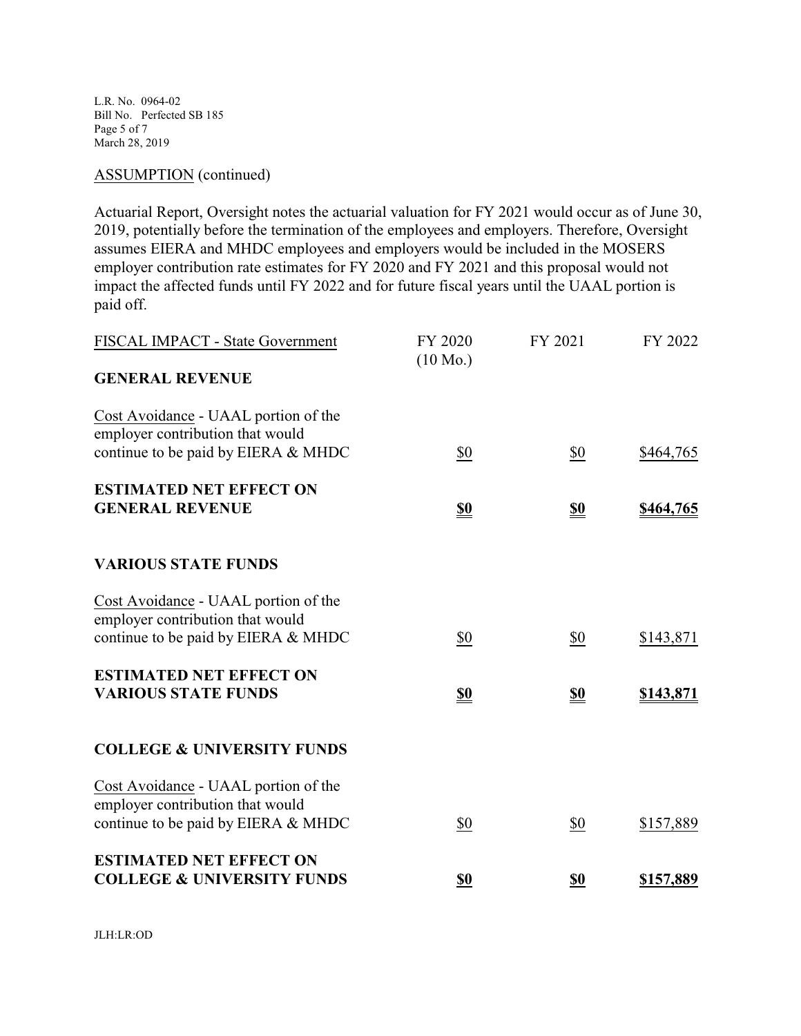ASSUMPTION (continued)

Actuarial Report, Oversight notes the actuarial valuation for FY 2021 would occur as of June 30, 2019, potentially before the termination of the employees and employers. Therefore, Oversight assumes EIERA and MHDC employees and employers would be included in the MOSERS employer contribution rate estimates for FY 2020 and FY 2021 and this proposal would not impact the affected funds until FY 2022 and for future fiscal years until the UAAL portion is paid off.

| FISCAL IMPACT - State Government | FY 2020 (10 Mo.) | FY 2021 | FY 2022 |
|---|---|---|---|
| **GENERAL REVENUE** | | | |
| Cost Avoidance - UAAL portion of the employer contribution that would continue to be paid by EIERA & MHDC | $0 | $0 | $464,765 |
| **ESTIMATED NET EFFECT ON GENERAL REVENUE** | **$0** | **$0** | **$464,765** |
| **VARIOUS STATE FUNDS** | | | |
| Cost Avoidance - UAAL portion of the employer contribution that would continue to be paid by EIERA & MHDC | $0 | $0 | $143,871 |
| **ESTIMATED NET EFFECT ON VARIOUS STATE FUNDS** | **$0** | **$0** | **$143,871** |
| **COLLEGE & UNIVERSITY FUNDS** | | | |
| Cost Avoidance - UAAL portion of the employer contribution that would continue to be paid by EIERA & MHDC | $0 | $0 | $157,889 |
| **ESTIMATED NET EFFECT ON COLLEGE & UNIVERSITY FUNDS** | **$0** | **$0** | **$157,889** |

JLH:LR:OD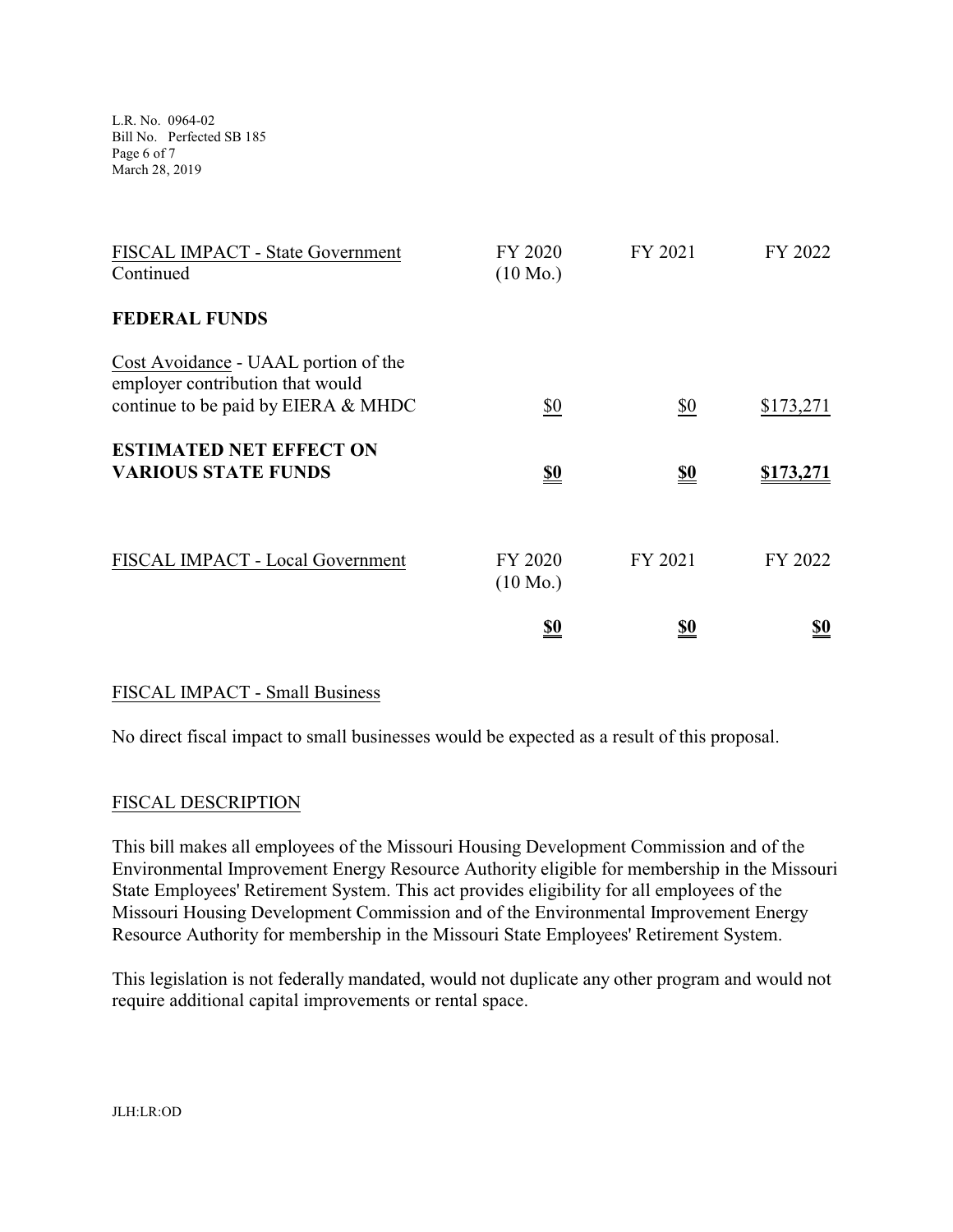| FISCAL IMPACT - State Government Continued | FY 2020 (10 Mo.) | FY 2021 | FY 2022 |
| --- | --- | --- | --- |
| **FEDERAL FUNDS** | | | |
| Cost Avoidance - UAAL portion of the employer contribution that would continue to be paid by EIERA & MHDC | $0 | $0 | $173,271 |
| **ESTIMATED NET EFFECT ON VARIOUS STATE FUNDS** | **$0** | **$0** | **$173,271** |

| FISCAL IMPACT - Local Government | FY 2020 (10 Mo.) | FY 2021 | FY 2022 |
| --- | --- | --- | --- |
| | **$0** | **$0** | **$0** |

## FISCAL IMPACT - Small Business

No direct fiscal impact to small businesses would be expected as a result of this proposal.

## FISCAL DESCRIPTION

This bill makes all employees of the Missouri Housing Development Commission and of the Environmental Improvement Energy Resource Authority eligible for membership in the Missouri State Employees' Retirement System. This act provides eligibility for all employees of the Missouri Housing Development Commission and of the Environmental Improvement Energy Resource Authority for membership in the Missouri State Employees' Retirement System.

This legislation is not federally mandated, would not duplicate any other program and would not require additional capital improvements or rental space.

JLH:LR:OD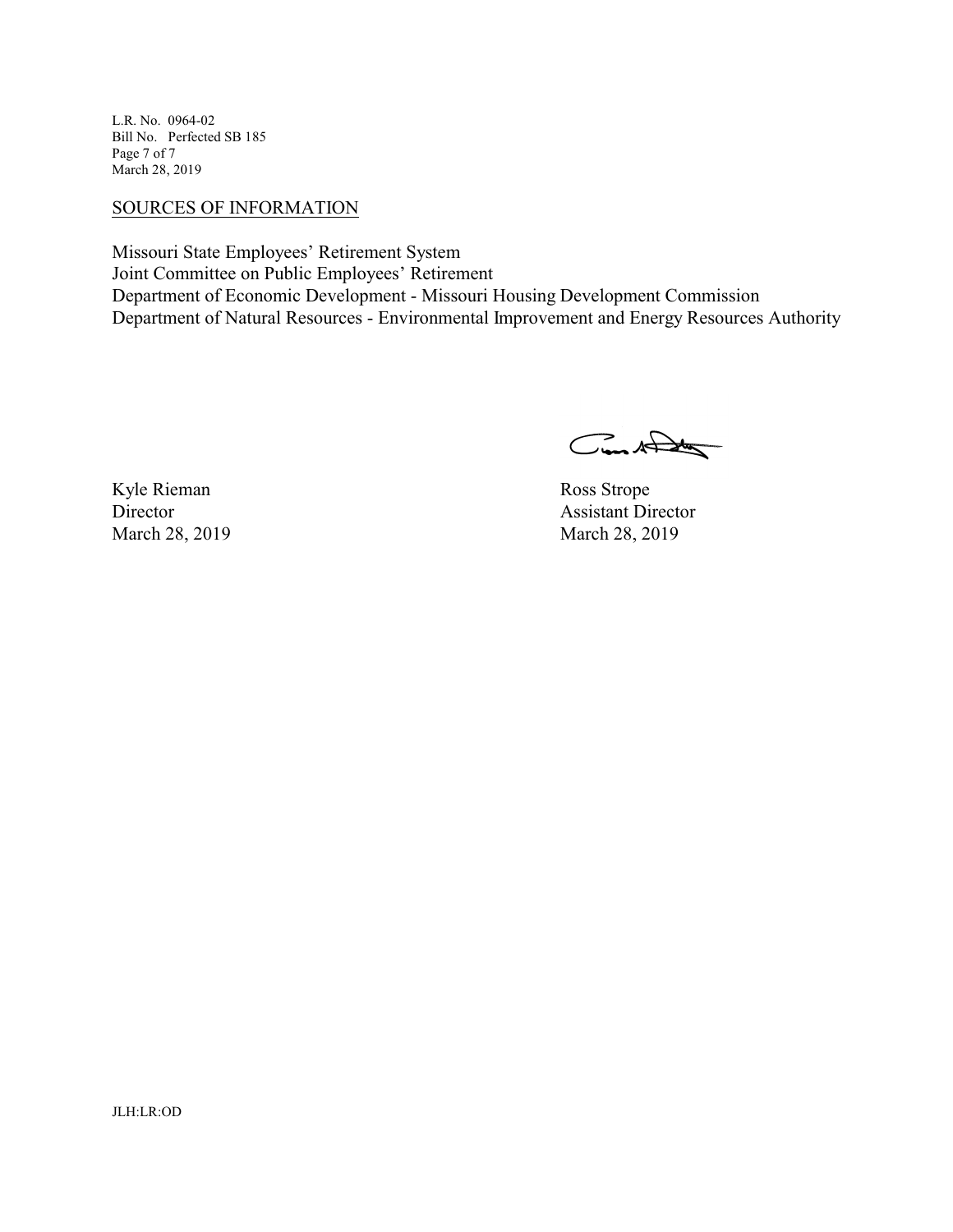## SOURCES OF INFORMATION

Missouri State Employees' Retirement System
Joint Committee on Public Employees' Retirement
Department of Economic Development - Missouri Housing Development Commission
Department of Natural Resources - Environmental Improvement and Energy Resources Authority

| | |
|---|---|
| Kyle Rieman | Ross Strope |
| Director | Assistant Director |
| March 28, 2019 | March 28, 2019 |

JLH:LR:OD